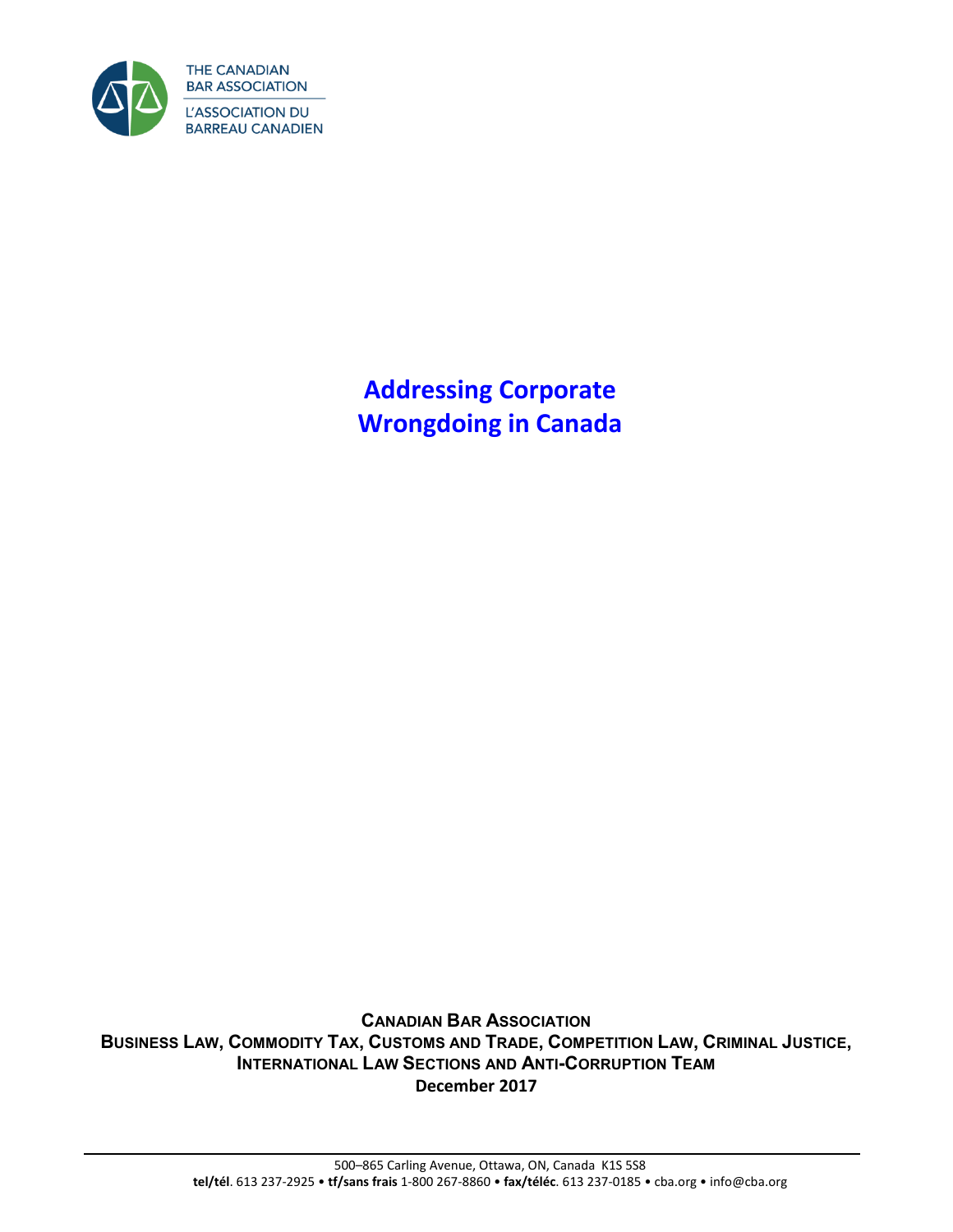THE CANADIAN BAR ASSOCIATION

L'ASSOCIATION DU BARREAU CANADIEN

# Addressing Corporate Wrongdoing in Canada

**CANADIAN BAR ASSOCIATION**

**BUSINESS LAW, COMMODITY TAX, CUSTOMS AND TRADE, COMPETITION LAW, CRIMINAL JUSTICE, INTERNATIONAL LAW SECTIONS AND ANTI-CORRUPTION TEAM**

**December 2017**

500–865 Carling Avenue, Ottawa, ON, Canada K1S 5S8

**tel/tél**. 613 237-2925 • **tf/sans frais** 1-800 267-8860 • **fax/téléc**. 613 237-0185 • cba.org • info@cba.org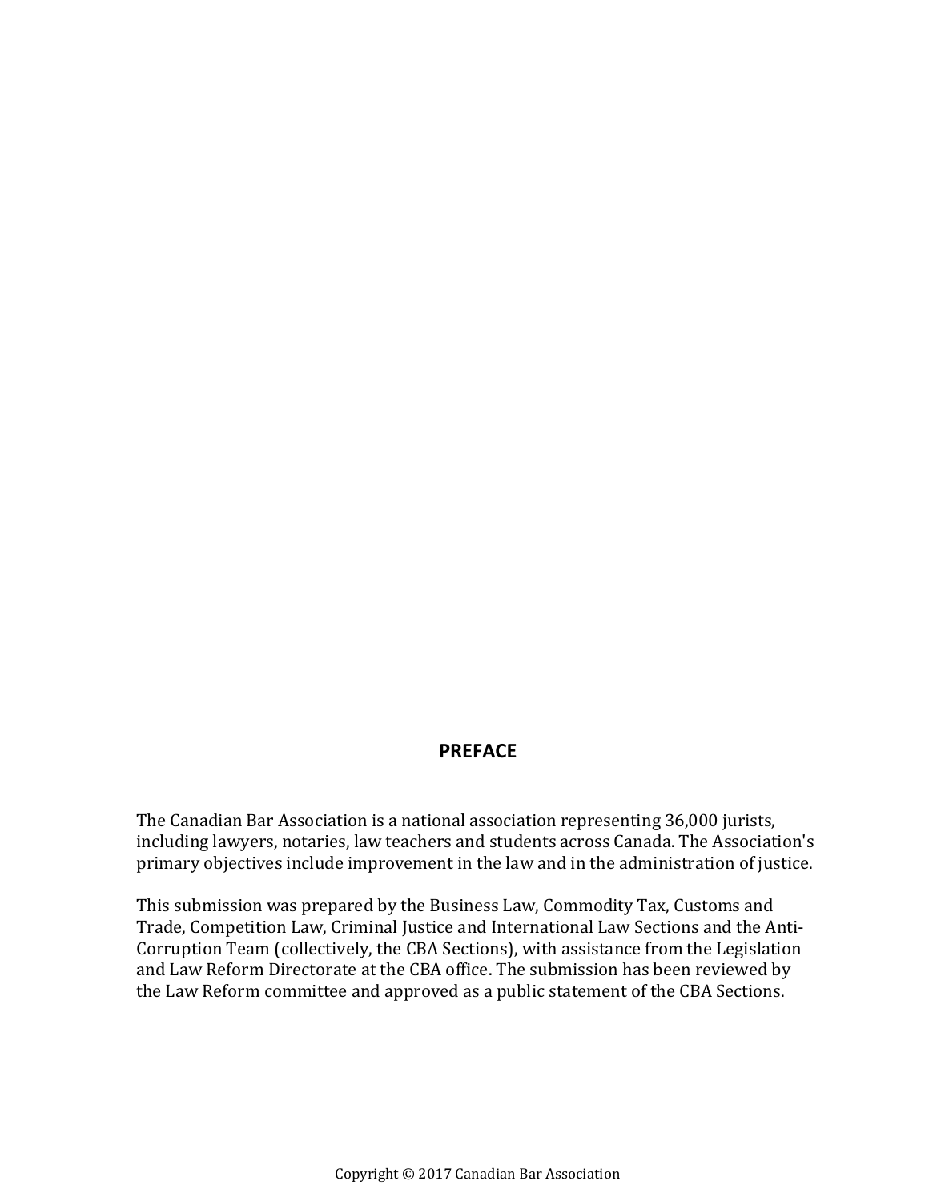## PREFACE

The Canadian Bar Association is a national association representing 36,000 jurists, including lawyers, notaries, law teachers and students across Canada. The Association's primary objectives include improvement in the law and in the administration of justice.

This submission was prepared by the Business Law, Commodity Tax, Customs and Trade, Competition Law, Criminal Justice and International Law Sections and the Anti-Corruption Team (collectively, the CBA Sections), with assistance from the Legislation and Law Reform Directorate at the CBA office. The submission has been reviewed by the Law Reform committee and approved as a public statement of the CBA Sections.

Copyright © 2017 Canadian Bar Association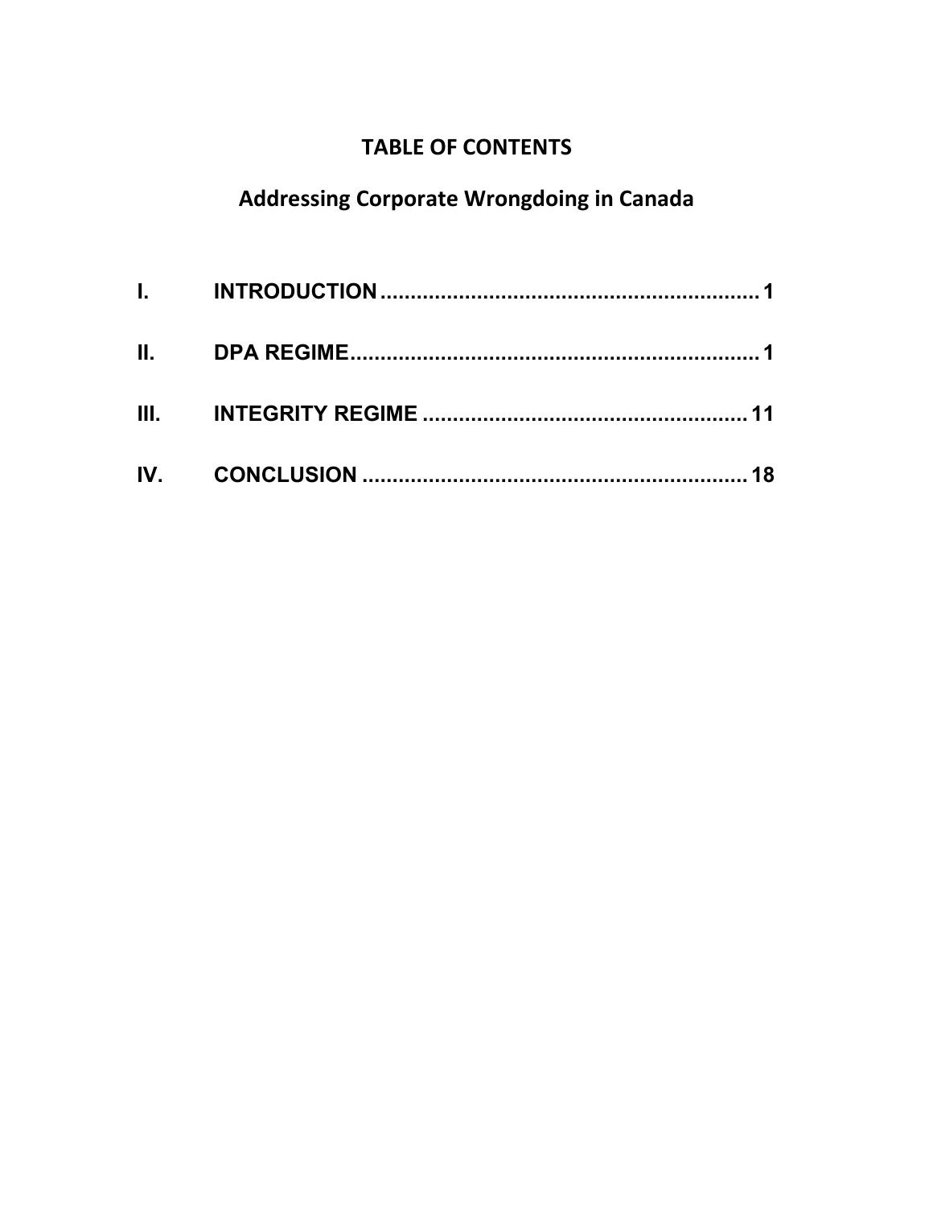# TABLE OF CONTENTS

## Addressing Corporate Wrongdoing in Canada

I. INTRODUCTION ................................................................ 1

II. DPA REGIME ................................................................... 1

III. INTEGRITY REGIME ...................................................... 11

IV. CONCLUSION ................................................................ 18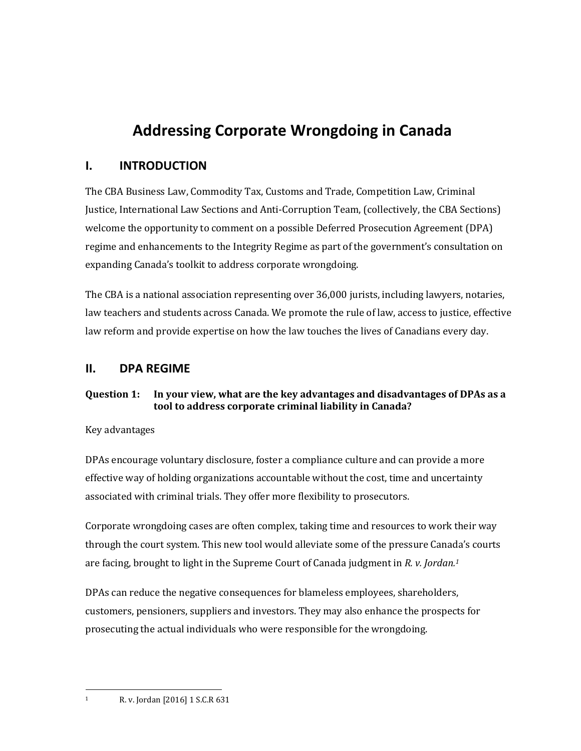# Addressing Corporate Wrongdoing in Canada

## I. INTRODUCTION

The CBA Business Law, Commodity Tax, Customs and Trade, Competition Law, Criminal Justice, International Law Sections and Anti-Corruption Team, (collectively, the CBA Sections) welcome the opportunity to comment on a possible Deferred Prosecution Agreement (DPA) regime and enhancements to the Integrity Regime as part of the government's consultation on expanding Canada's toolkit to address corporate wrongdoing.

The CBA is a national association representing over 36,000 jurists, including lawyers, notaries, law teachers and students across Canada. We promote the rule of law, access to justice, effective law reform and provide expertise on how the law touches the lives of Canadians every day.

## II. DPA REGIME

**Question 1: In your view, what are the key advantages and disadvantages of DPAs as a tool to address corporate criminal liability in Canada?**

Key advantages

DPAs encourage voluntary disclosure, foster a compliance culture and can provide a more effective way of holding organizations accountable without the cost, time and uncertainty associated with criminal trials. They offer more flexibility to prosecutors.

Corporate wrongdoing cases are often complex, taking time and resources to work their way through the court system. This new tool would alleviate some of the pressure Canada's courts are facing, brought to light in the Supreme Court of Canada judgment in *R. v. Jordan.*[1]

DPAs can reduce the negative consequences for blameless employees, shareholders, customers, pensioners, suppliers and investors. They may also enhance the prospects for prosecuting the actual individuals who were responsible for the wrongdoing.

---

[1] R. v. Jordan [2016] 1 S.C.R 631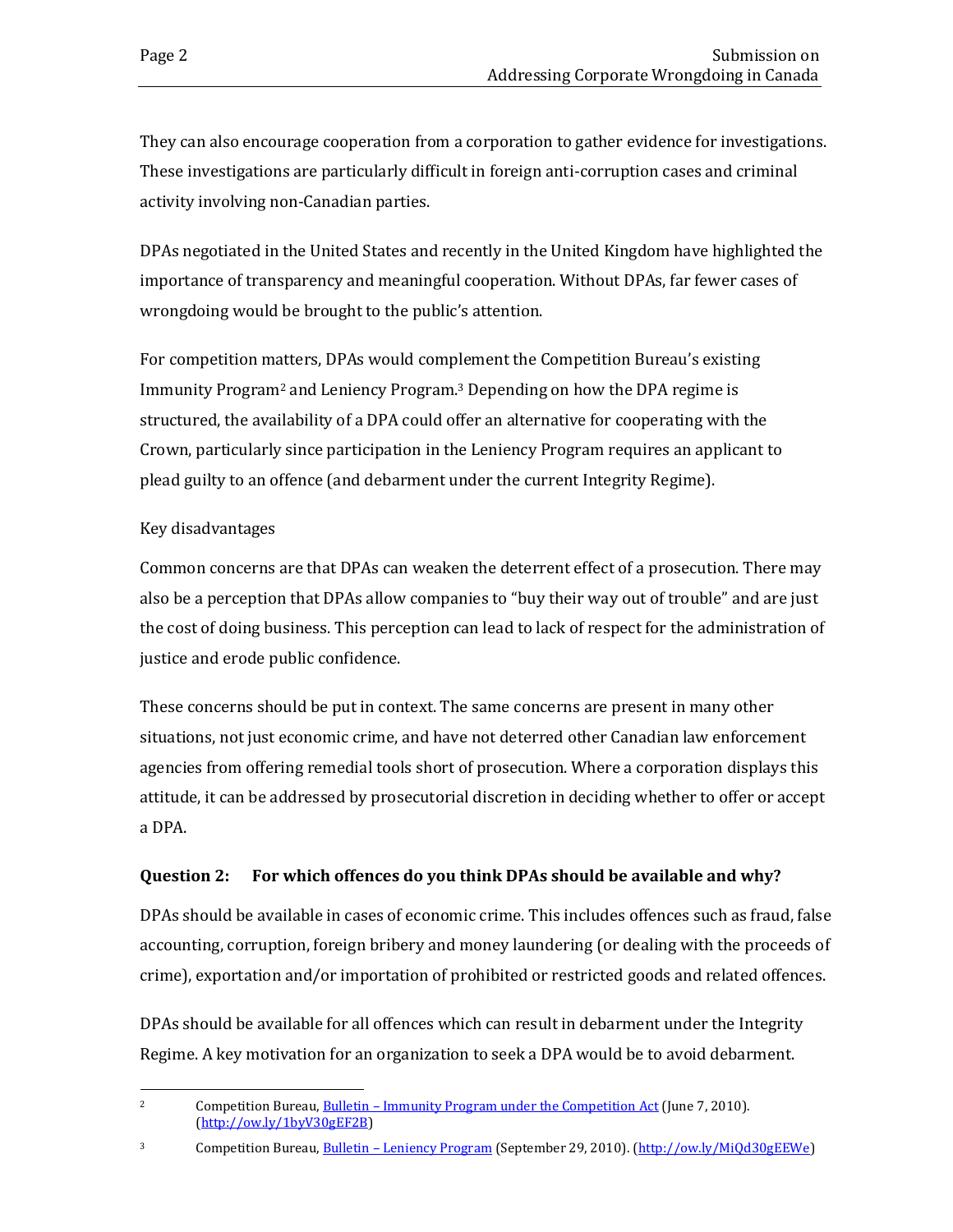They can also encourage cooperation from a corporation to gather evidence for investigations. These investigations are particularly difficult in foreign anti-corruption cases and criminal activity involving non-Canadian parties.

DPAs negotiated in the United States and recently in the United Kingdom have highlighted the importance of transparency and meaningful cooperation. Without DPAs, far fewer cases of wrongdoing would be brought to the public's attention.

For competition matters, DPAs would complement the Competition Bureau's existing Immunity Program[2] and Leniency Program.[3] Depending on how the DPA regime is structured, the availability of a DPA could offer an alternative for cooperating with the Crown, particularly since participation in the Leniency Program requires an applicant to plead guilty to an offence (and debarment under the current Integrity Regime).

Key disadvantages

Common concerns are that DPAs can weaken the deterrent effect of a prosecution. There may also be a perception that DPAs allow companies to "buy their way out of trouble" and are just the cost of doing business. This perception can lead to lack of respect for the administration of justice and erode public confidence.

These concerns should be put in context. The same concerns are present in many other situations, not just economic crime, and have not deterred other Canadian law enforcement agencies from offering remedial tools short of prosecution. Where a corporation displays this attitude, it can be addressed by prosecutorial discretion in deciding whether to offer or accept a DPA.

**Question 2: For which offences do you think DPAs should be available and why?**

DPAs should be available in cases of economic crime. This includes offences such as fraud, false accounting, corruption, foreign bribery and money laundering (or dealing with the proceeds of crime), exportation and/or importation of prohibited or restricted goods and related offences.

DPAs should be available for all offences which can result in debarment under the Integrity Regime. A key motivation for an organization to seek a DPA would be to avoid debarment.

---

[2] Competition Bureau, Bulletin – Immunity Program under the Competition Act (June 7, 2010). (http://ow.ly/1byV30gEF2B)

[3] Competition Bureau, Bulletin – Leniency Program (September 29, 2010). (http://ow.ly/MiQd30gEEWe)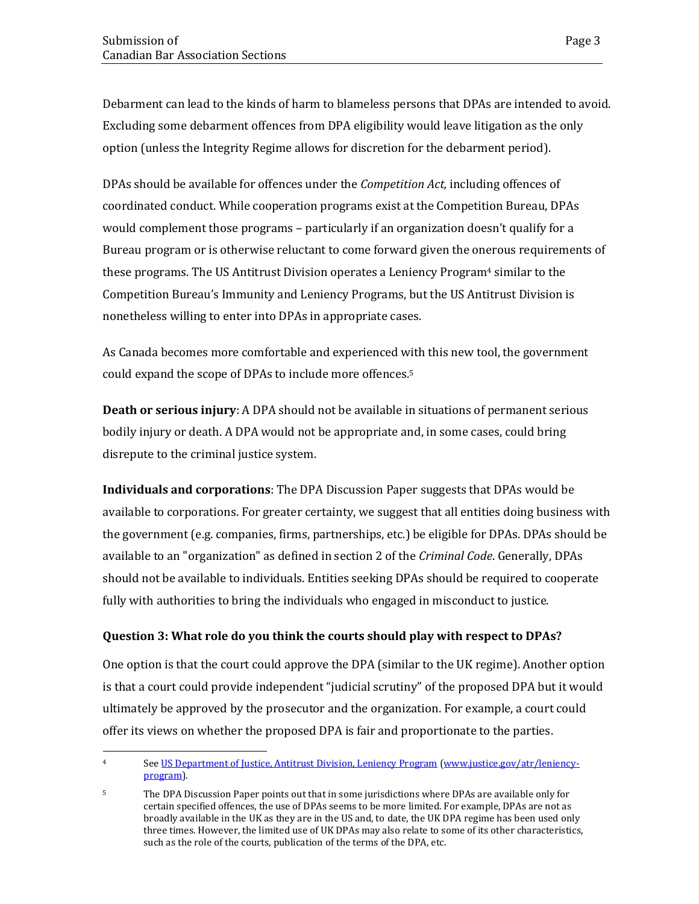Debarment can lead to the kinds of harm to blameless persons that DPAs are intended to avoid. Excluding some debarment offences from DPA eligibility would leave litigation as the only option (unless the Integrity Regime allows for discretion for the debarment period).

DPAs should be available for offences under the *Competition Act,* including offences of coordinated conduct. While cooperation programs exist at the Competition Bureau, DPAs would complement those programs – particularly if an organization doesn't qualify for a Bureau program or is otherwise reluctant to come forward given the onerous requirements of these programs. The US Antitrust Division operates a Leniency Program[4] similar to the Competition Bureau's Immunity and Leniency Programs, but the US Antitrust Division is nonetheless willing to enter into DPAs in appropriate cases.

As Canada becomes more comfortable and experienced with this new tool, the government could expand the scope of DPAs to include more offences.[5]

**Death or serious injury**: A DPA should not be available in situations of permanent serious bodily injury or death. A DPA would not be appropriate and, in some cases, could bring disrepute to the criminal justice system.

**Individuals and corporations**: The DPA Discussion Paper suggests that DPAs would be available to corporations. For greater certainty, we suggest that all entities doing business with the government (e.g. companies, firms, partnerships, etc.) be eligible for DPAs. DPAs should be available to an "organization" as defined in section 2 of the *Criminal Code*. Generally, DPAs should not be available to individuals. Entities seeking DPAs should be required to cooperate fully with authorities to bring the individuals who engaged in misconduct to justice.

### Question 3: What role do you think the courts should play with respect to DPAs?

One option is that the court could approve the DPA (similar to the UK regime). Another option is that a court could provide independent "judicial scrutiny" of the proposed DPA but it would ultimately be approved by the prosecutor and the organization. For example, a court could offer its views on whether the proposed DPA is fair and proportionate to the parties.

---

[4] See [US Department of Justice, Antitrust Division, Leniency Program](www.justice.gov/atr/leniency-program) (www.justice.gov/atr/leniency-program).

[5] The DPA Discussion Paper points out that in some jurisdictions where DPAs are available only for certain specified offences, the use of DPAs seems to be more limited. For example, DPAs are not as broadly available in the UK as they are in the US and, to date, the UK DPA regime has been used only three times. However, the limited use of UK DPAs may also relate to some of its other characteristics, such as the role of the courts, publication of the terms of the DPA, etc.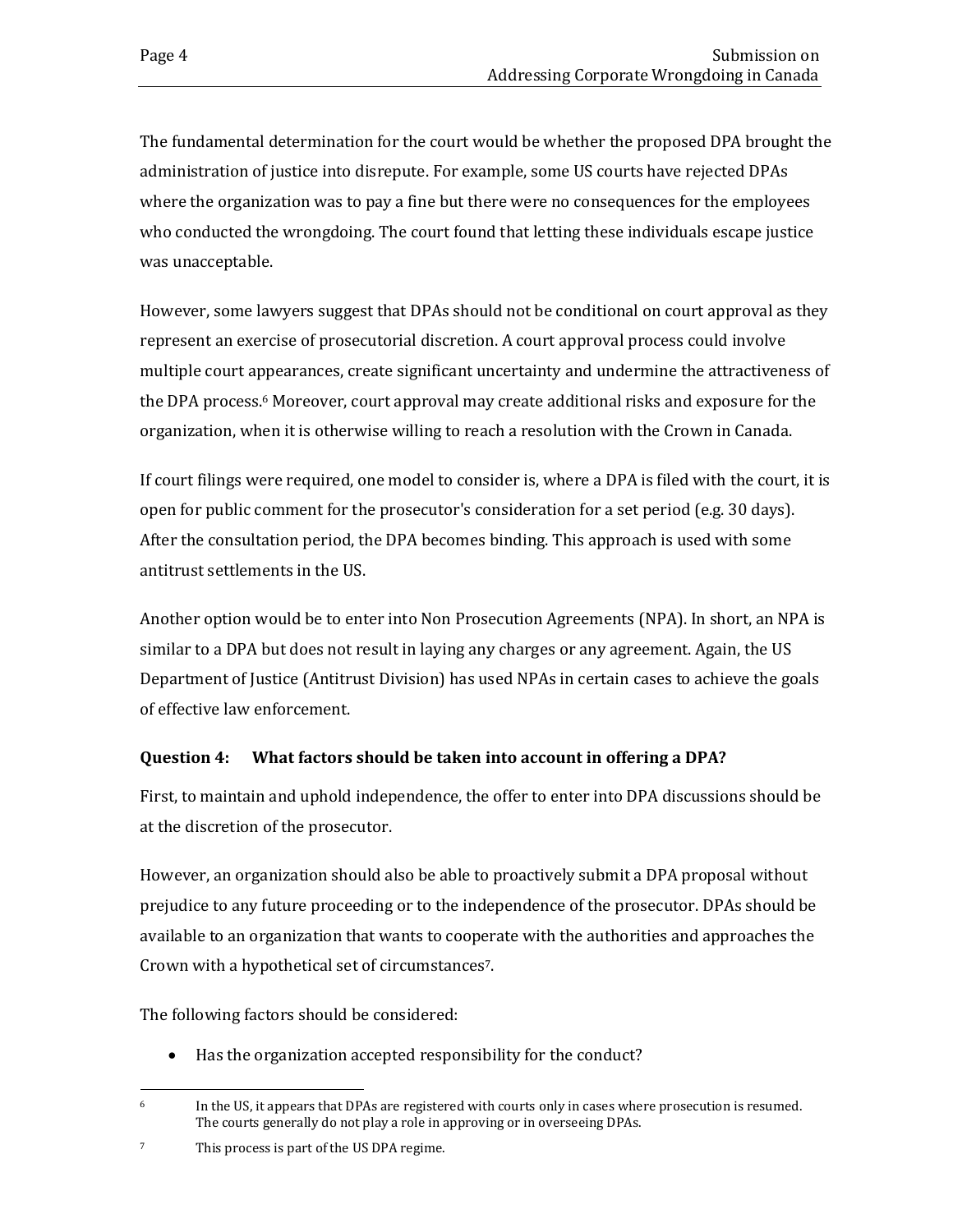The fundamental determination for the court would be whether the proposed DPA brought the administration of justice into disrepute. For example, some US courts have rejected DPAs where the organization was to pay a fine but there were no consequences for the employees who conducted the wrongdoing. The court found that letting these individuals escape justice was unacceptable.

However, some lawyers suggest that DPAs should not be conditional on court approval as they represent an exercise of prosecutorial discretion. A court approval process could involve multiple court appearances, create significant uncertainty and undermine the attractiveness of the DPA process.[6] Moreover, court approval may create additional risks and exposure for the organization, when it is otherwise willing to reach a resolution with the Crown in Canada.

If court filings were required, one model to consider is, where a DPA is filed with the court, it is open for public comment for the prosecutor's consideration for a set period (e.g. 30 days). After the consultation period, the DPA becomes binding. This approach is used with some antitrust settlements in the US.

Another option would be to enter into Non Prosecution Agreements (NPA). In short, an NPA is similar to a DPA but does not result in laying any charges or any agreement. Again, the US Department of Justice (Antitrust Division) has used NPAs in certain cases to achieve the goals of effective law enforcement.

### Question 4: What factors should be taken into account in offering a DPA?

First, to maintain and uphold independence, the offer to enter into DPA discussions should be at the discretion of the prosecutor.

However, an organization should also be able to proactively submit a DPA proposal without prejudice to any future proceeding or to the independence of the prosecutor. DPAs should be available to an organization that wants to cooperate with the authorities and approaches the Crown with a hypothetical set of circumstances[7].

The following factors should be considered:

- Has the organization accepted responsibility for the conduct?

---

[6] In the US, it appears that DPAs are registered with courts only in cases where prosecution is resumed. The courts generally do not play a role in approving or in overseeing DPAs.

[7] This process is part of the US DPA regime.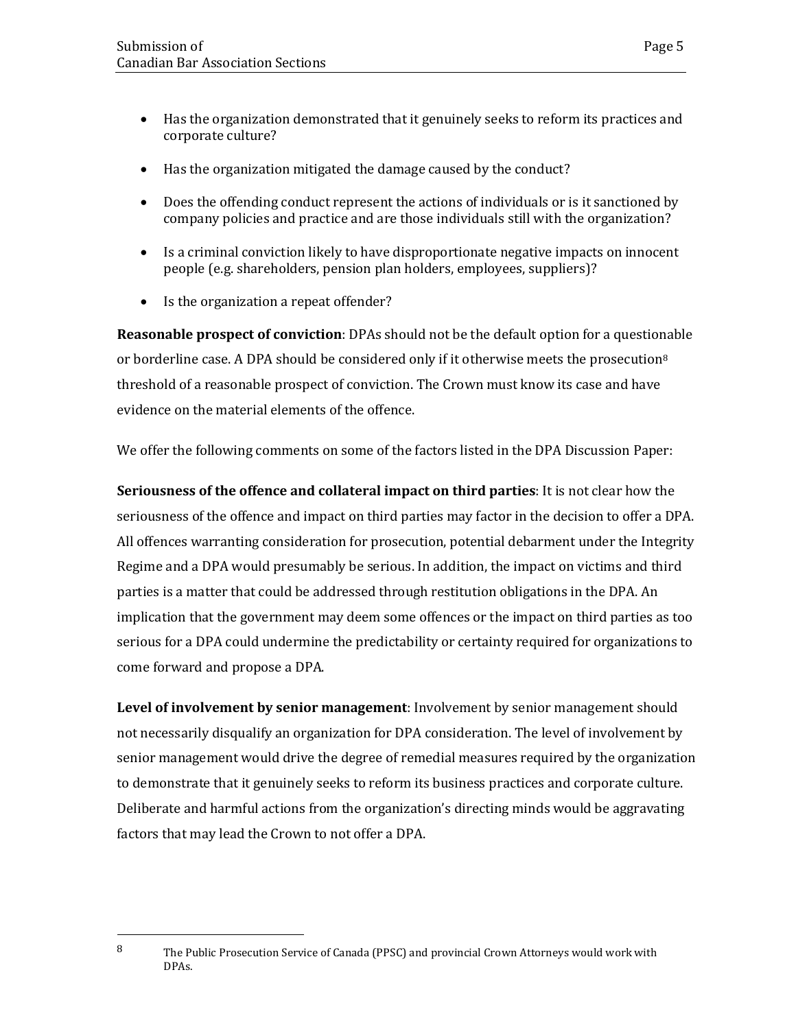- Has the organization demonstrated that it genuinely seeks to reform its practices and corporate culture?
- Has the organization mitigated the damage caused by the conduct?
- Does the offending conduct represent the actions of individuals or is it sanctioned by company policies and practice and are those individuals still with the organization?
- Is a criminal conviction likely to have disproportionate negative impacts on innocent people (e.g. shareholders, pension plan holders, employees, suppliers)?
- Is the organization a repeat offender?

**Reasonable prospect of conviction**: DPAs should not be the default option for a questionable or borderline case. A DPA should be considered only if it otherwise meets the prosecution[8] threshold of a reasonable prospect of conviction. The Crown must know its case and have evidence on the material elements of the offence.

We offer the following comments on some of the factors listed in the DPA Discussion Paper:

**Seriousness of the offence and collateral impact on third parties**: It is not clear how the seriousness of the offence and impact on third parties may factor in the decision to offer a DPA. All offences warranting consideration for prosecution, potential debarment under the Integrity Regime and a DPA would presumably be serious. In addition, the impact on victims and third parties is a matter that could be addressed through restitution obligations in the DPA. An implication that the government may deem some offences or the impact on third parties as too serious for a DPA could undermine the predictability or certainty required for organizations to come forward and propose a DPA.

**Level of involvement by senior management**: Involvement by senior management should not necessarily disqualify an organization for DPA consideration. The level of involvement by senior management would drive the degree of remedial measures required by the organization to demonstrate that it genuinely seeks to reform its business practices and corporate culture. Deliberate and harmful actions from the organization's directing minds would be aggravating factors that may lead the Crown to not offer a DPA.

---

[8] The Public Prosecution Service of Canada (PPSC) and provincial Crown Attorneys would work with DPAs.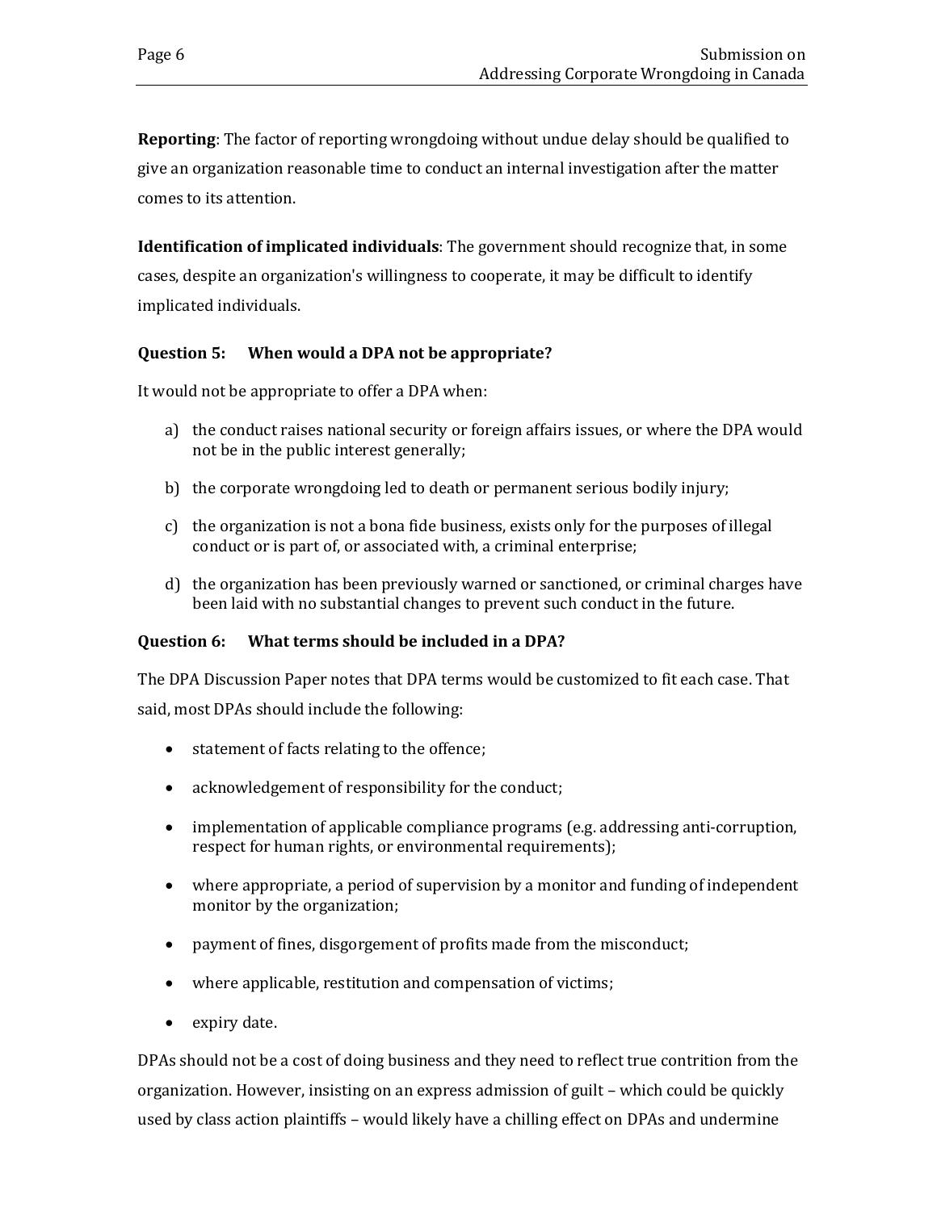**Reporting**: The factor of reporting wrongdoing without undue delay should be qualified to give an organization reasonable time to conduct an internal investigation after the matter comes to its attention.

**Identification of implicated individuals**: The government should recognize that, in some cases, despite an organization's willingness to cooperate, it may be difficult to identify implicated individuals.

### Question 5: When would a DPA not be appropriate?

It would not be appropriate to offer a DPA when:

a) the conduct raises national security or foreign affairs issues, or where the DPA would not be in the public interest generally;

b) the corporate wrongdoing led to death or permanent serious bodily injury;

c) the organization is not a bona fide business, exists only for the purposes of illegal conduct or is part of, or associated with, a criminal enterprise;

d) the organization has been previously warned or sanctioned, or criminal charges have been laid with no substantial changes to prevent such conduct in the future.

### Question 6: What terms should be included in a DPA?

The DPA Discussion Paper notes that DPA terms would be customized to fit each case. That said, most DPAs should include the following:

- statement of facts relating to the offence;
- acknowledgement of responsibility for the conduct;
- implementation of applicable compliance programs (e.g. addressing anti-corruption, respect for human rights, or environmental requirements);
- where appropriate, a period of supervision by a monitor and funding of independent monitor by the organization;
- payment of fines, disgorgement of profits made from the misconduct;
- where applicable, restitution and compensation of victims;
- expiry date.

DPAs should not be a cost of doing business and they need to reflect true contrition from the organization. However, insisting on an express admission of guilt – which could be quickly used by class action plaintiffs – would likely have a chilling effect on DPAs and undermine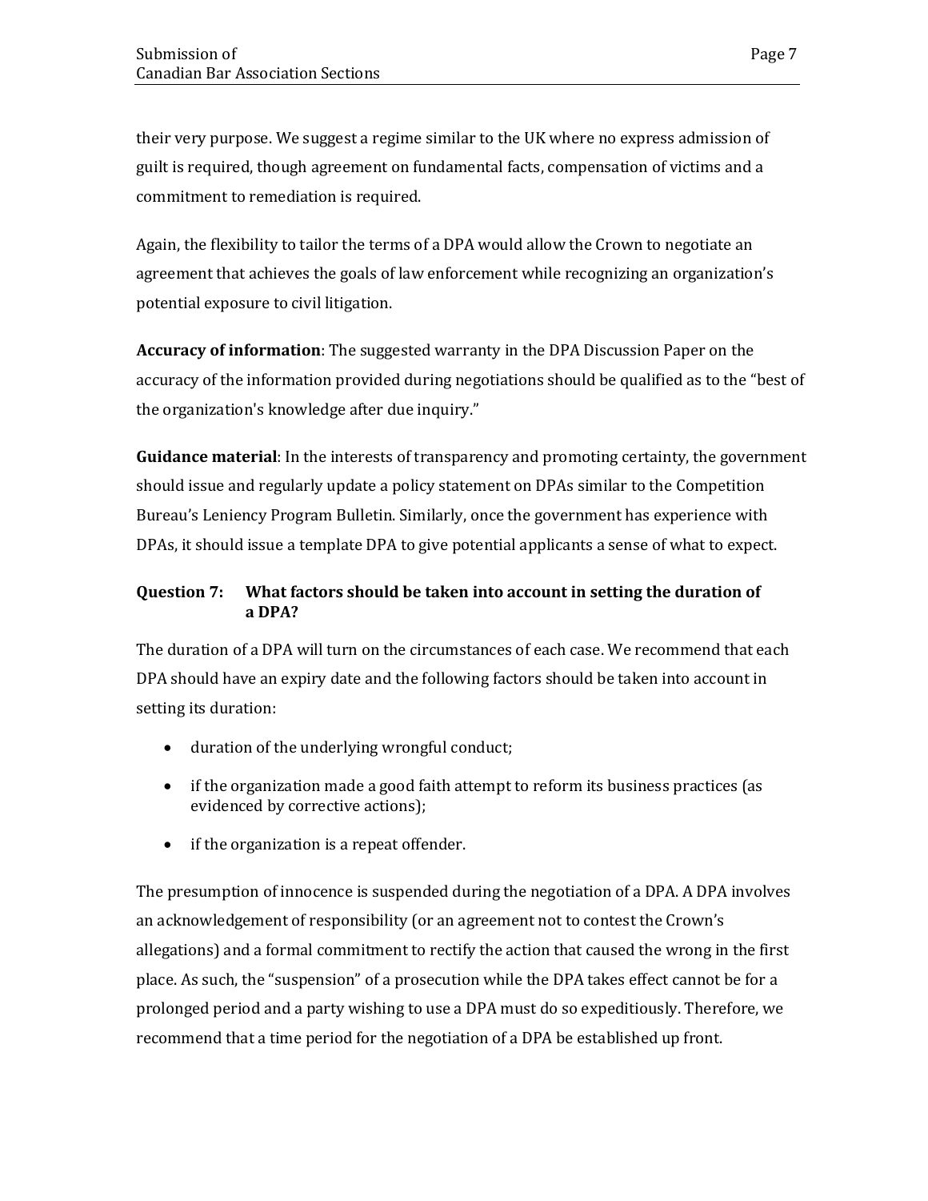their very purpose. We suggest a regime similar to the UK where no express admission of guilt is required, though agreement on fundamental facts, compensation of victims and a commitment to remediation is required.

Again, the flexibility to tailor the terms of a DPA would allow the Crown to negotiate an agreement that achieves the goals of law enforcement while recognizing an organization's potential exposure to civil litigation.

**Accuracy of information**: The suggested warranty in the DPA Discussion Paper on the accuracy of the information provided during negotiations should be qualified as to the "best of the organization's knowledge after due inquiry."

**Guidance material**: In the interests of transparency and promoting certainty, the government should issue and regularly update a policy statement on DPAs similar to the Competition Bureau's Leniency Program Bulletin. Similarly, once the government has experience with DPAs, it should issue a template DPA to give potential applicants a sense of what to expect.

### Question 7: What factors should be taken into account in setting the duration of a DPA?

The duration of a DPA will turn on the circumstances of each case. We recommend that each DPA should have an expiry date and the following factors should be taken into account in setting its duration:

- duration of the underlying wrongful conduct;
- if the organization made a good faith attempt to reform its business practices (as evidenced by corrective actions);
- if the organization is a repeat offender.

The presumption of innocence is suspended during the negotiation of a DPA. A DPA involves an acknowledgement of responsibility (or an agreement not to contest the Crown's allegations) and a formal commitment to rectify the action that caused the wrong in the first place. As such, the "suspension" of a prosecution while the DPA takes effect cannot be for a prolonged period and a party wishing to use a DPA must do so expeditiously. Therefore, we recommend that a time period for the negotiation of a DPA be established up front.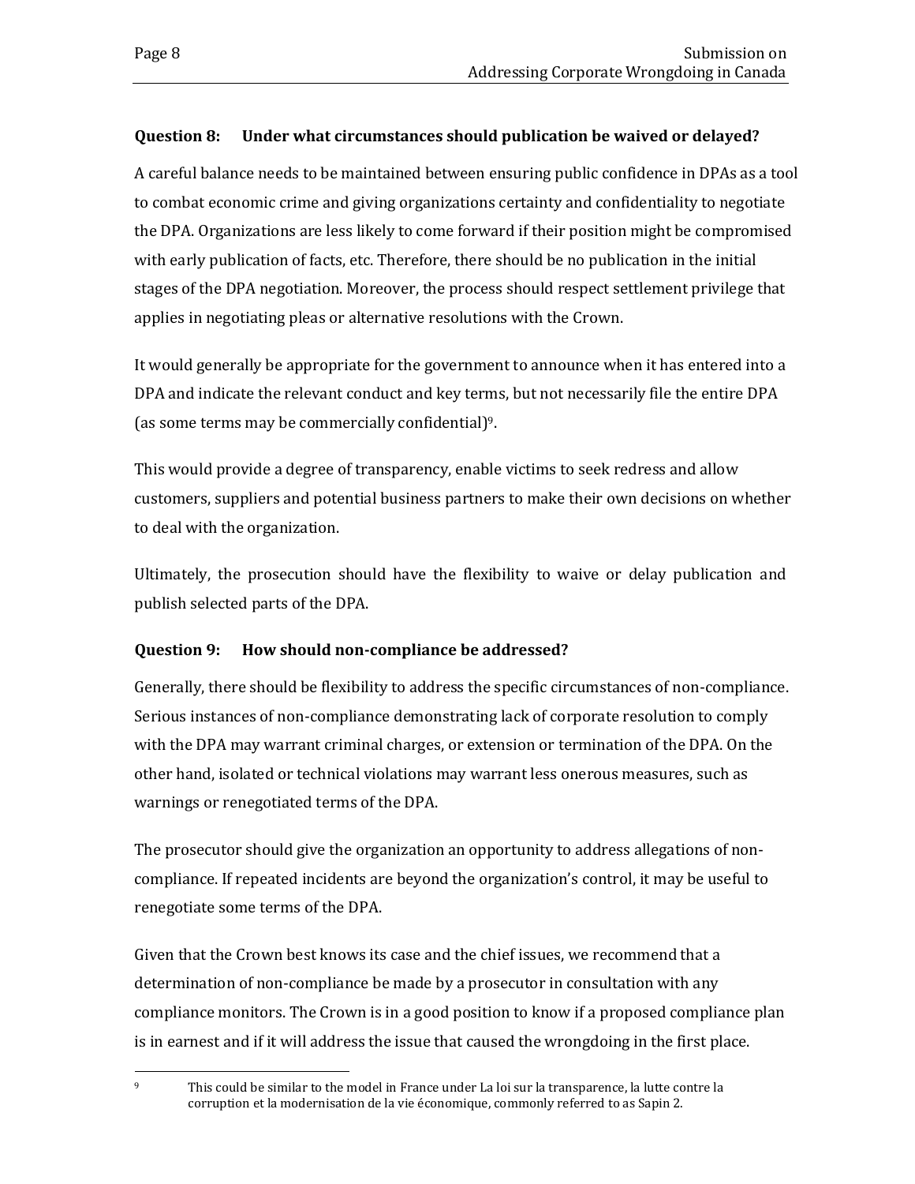### Question 8: Under what circumstances should publication be waived or delayed?

A careful balance needs to be maintained between ensuring public confidence in DPAs as a tool to combat economic crime and giving organizations certainty and confidentiality to negotiate the DPA. Organizations are less likely to come forward if their position might be compromised with early publication of facts, etc. Therefore, there should be no publication in the initial stages of the DPA negotiation. Moreover, the process should respect settlement privilege that applies in negotiating pleas or alternative resolutions with the Crown.

It would generally be appropriate for the government to announce when it has entered into a DPA and indicate the relevant conduct and key terms, but not necessarily file the entire DPA (as some terms may be commercially confidential)[9].

This would provide a degree of transparency, enable victims to seek redress and allow customers, suppliers and potential business partners to make their own decisions on whether to deal with the organization.

Ultimately, the prosecution should have the flexibility to waive or delay publication and publish selected parts of the DPA.

### Question 9: How should non-compliance be addressed?

Generally, there should be flexibility to address the specific circumstances of non-compliance. Serious instances of non-compliance demonstrating lack of corporate resolution to comply with the DPA may warrant criminal charges, or extension or termination of the DPA. On the other hand, isolated or technical violations may warrant less onerous measures, such as warnings or renegotiated terms of the DPA.

The prosecutor should give the organization an opportunity to address allegations of non-compliance. If repeated incidents are beyond the organization's control, it may be useful to renegotiate some terms of the DPA.

Given that the Crown best knows its case and the chief issues, we recommend that a determination of non-compliance be made by a prosecutor in consultation with any compliance monitors. The Crown is in a good position to know if a proposed compliance plan is in earnest and if it will address the issue that caused the wrongdoing in the first place.

---

[9] This could be similar to the model in France under La loi sur la transparence, la lutte contre la corruption et la modernisation de la vie économique, commonly referred to as Sapin 2.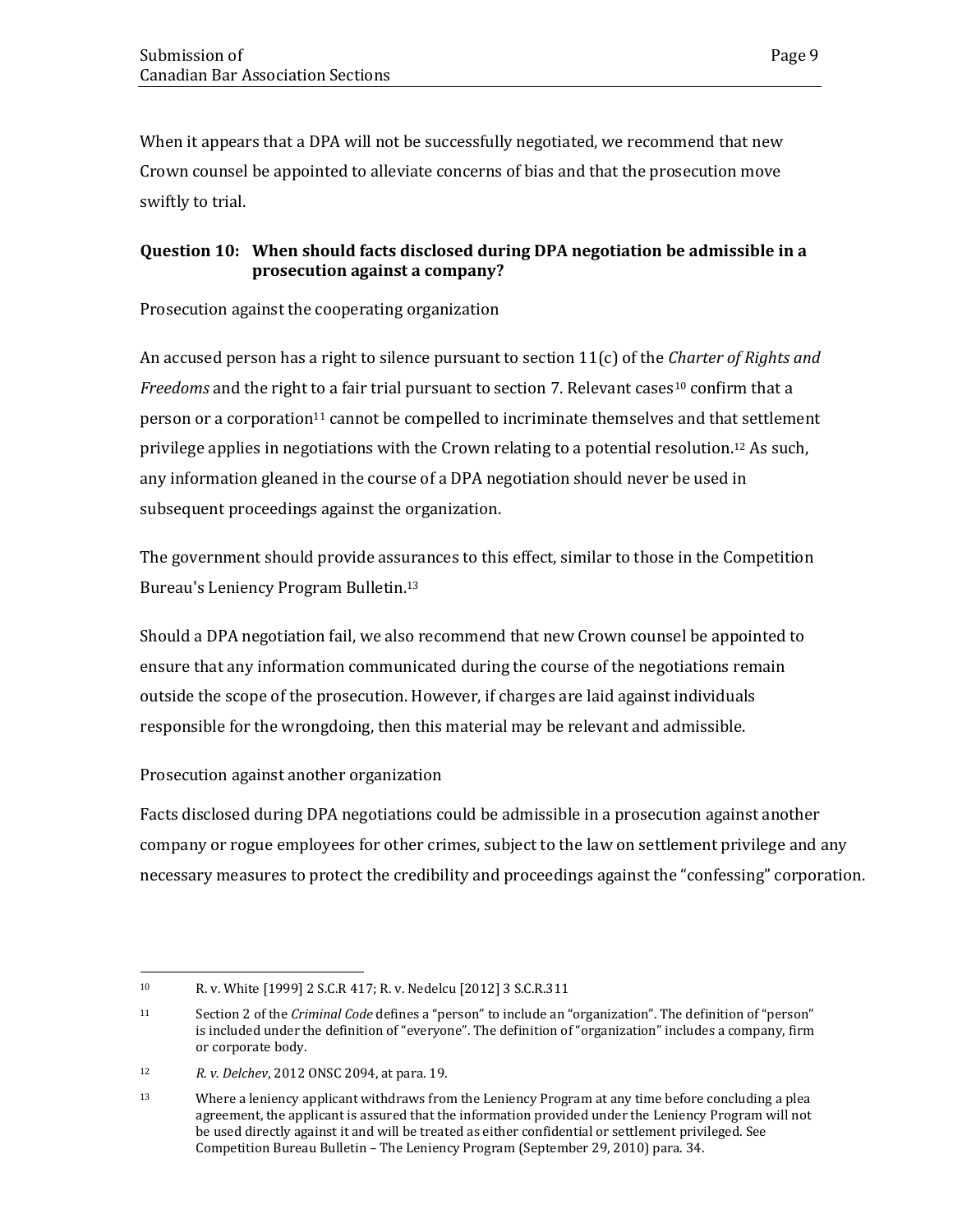When it appears that a DPA will not be successfully negotiated, we recommend that new Crown counsel be appointed to alleviate concerns of bias and that the prosecution move swiftly to trial.

### Question 10: When should facts disclosed during DPA negotiation be admissible in a prosecution against a company?

Prosecution against the cooperating organization

An accused person has a right to silence pursuant to section 11(c) of the *Charter of Rights and Freedoms* and the right to a fair trial pursuant to section 7. Relevant cases[10] confirm that a person or a corporation[11] cannot be compelled to incriminate themselves and that settlement privilege applies in negotiations with the Crown relating to a potential resolution.[12] As such, any information gleaned in the course of a DPA negotiation should never be used in subsequent proceedings against the organization.

The government should provide assurances to this effect, similar to those in the Competition Bureau's Leniency Program Bulletin.[13]

Should a DPA negotiation fail, we also recommend that new Crown counsel be appointed to ensure that any information communicated during the course of the negotiations remain outside the scope of the prosecution. However, if charges are laid against individuals responsible for the wrongdoing, then this material may be relevant and admissible.

Prosecution against another organization

Facts disclosed during DPA negotiations could be admissible in a prosecution against another company or rogue employees for other crimes, subject to the law on settlement privilege and any necessary measures to protect the credibility and proceedings against the "confessing" corporation.

---

[10] R. v. White [1999] 2 S.C.R 417; R. v. Nedelcu [2012] 3 S.C.R.311

[11] Section 2 of the *Criminal Code* defines a "person" to include an "organization". The definition of "person" is included under the definition of "everyone". The definition of "organization" includes a company, firm or corporate body.

[12] *R. v. Delchev*, 2012 ONSC 2094, at para. 19.

[13] Where a leniency applicant withdraws from the Leniency Program at any time before concluding a plea agreement, the applicant is assured that the information provided under the Leniency Program will not be used directly against it and will be treated as either confidential or settlement privileged. See Competition Bureau Bulletin – The Leniency Program (September 29, 2010) para. 34.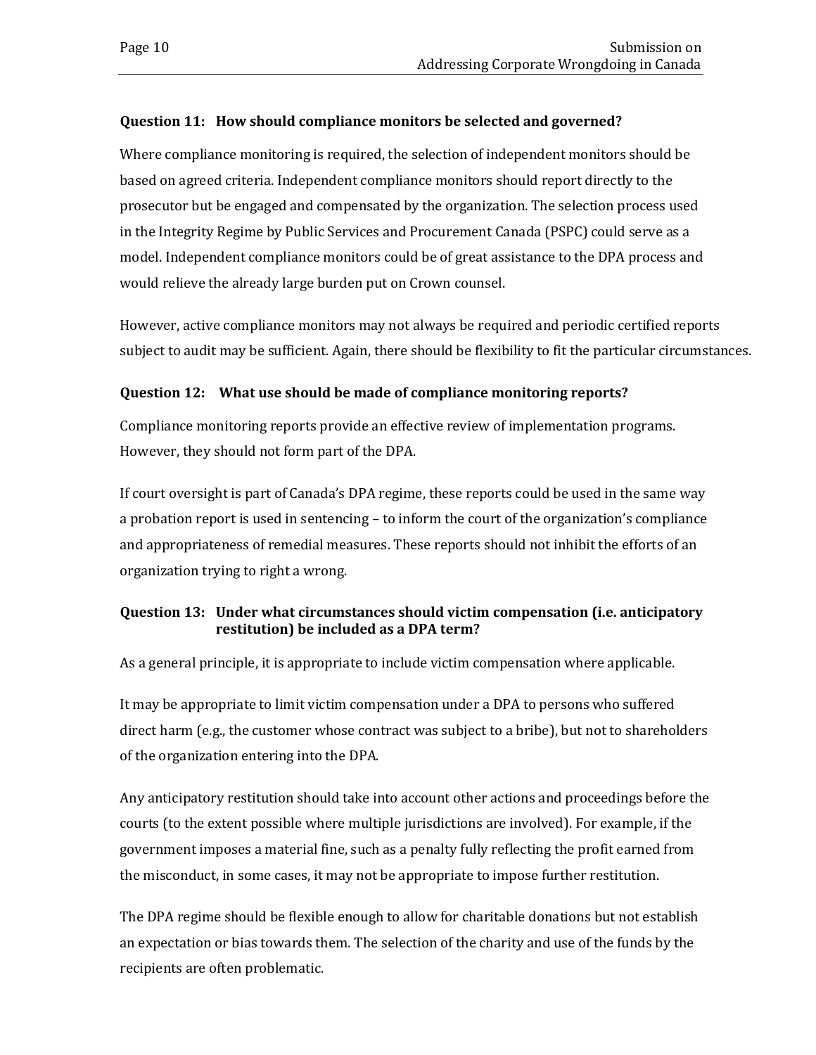### Question 11: How should compliance monitors be selected and governed?

Where compliance monitoring is required, the selection of independent monitors should be based on agreed criteria. Independent compliance monitors should report directly to the prosecutor but be engaged and compensated by the organization. The selection process used in the Integrity Regime by Public Services and Procurement Canada (PSPC) could serve as a model. Independent compliance monitors could be of great assistance to the DPA process and would relieve the already large burden put on Crown counsel.

However, active compliance monitors may not always be required and periodic certified reports subject to audit may be sufficient. Again, there should be flexibility to fit the particular circumstances.

### Question 12: What use should be made of compliance monitoring reports?

Compliance monitoring reports provide an effective review of implementation programs. However, they should not form part of the DPA.

If court oversight is part of Canada's DPA regime, these reports could be used in the same way a probation report is used in sentencing – to inform the court of the organization's compliance and appropriateness of remedial measures. These reports should not inhibit the efforts of an organization trying to right a wrong.

### Question 13: Under what circumstances should victim compensation (i.e. anticipatory restitution) be included as a DPA term?

As a general principle, it is appropriate to include victim compensation where applicable.

It may be appropriate to limit victim compensation under a DPA to persons who suffered direct harm (e.g., the customer whose contract was subject to a bribe), but not to shareholders of the organization entering into the DPA.

Any anticipatory restitution should take into account other actions and proceedings before the courts (to the extent possible where multiple jurisdictions are involved). For example, if the government imposes a material fine, such as a penalty fully reflecting the profit earned from the misconduct, in some cases, it may not be appropriate to impose further restitution.

The DPA regime should be flexible enough to allow for charitable donations but not establish an expectation or bias towards them. The selection of the charity and use of the funds by the recipients are often problematic.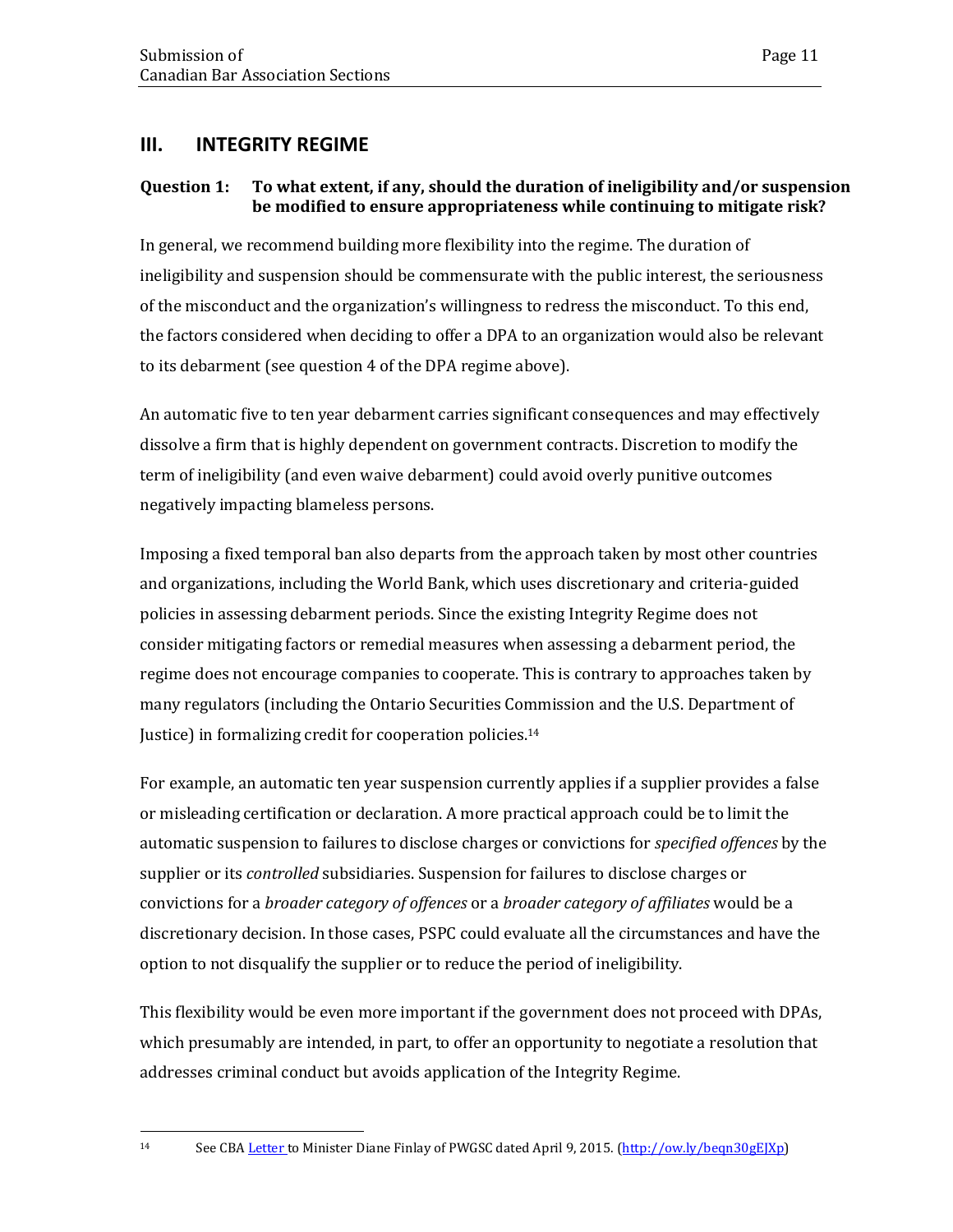## III. INTEGRITY REGIME

### Question 1: To what extent, if any, should the duration of ineligibility and/or suspension be modified to ensure appropriateness while continuing to mitigate risk?

In general, we recommend building more flexibility into the regime. The duration of ineligibility and suspension should be commensurate with the public interest, the seriousness of the misconduct and the organization's willingness to redress the misconduct. To this end, the factors considered when deciding to offer a DPA to an organization would also be relevant to its debarment (see question 4 of the DPA regime above).

An automatic five to ten year debarment carries significant consequences and may effectively dissolve a firm that is highly dependent on government contracts. Discretion to modify the term of ineligibility (and even waive debarment) could avoid overly punitive outcomes negatively impacting blameless persons.

Imposing a fixed temporal ban also departs from the approach taken by most other countries and organizations, including the World Bank, which uses discretionary and criteria-guided policies in assessing debarment periods. Since the existing Integrity Regime does not consider mitigating factors or remedial measures when assessing a debarment period, the regime does not encourage companies to cooperate. This is contrary to approaches taken by many regulators (including the Ontario Securities Commission and the U.S. Department of Justice) in formalizing credit for cooperation policies.[14]

For example, an automatic ten year suspension currently applies if a supplier provides a false or misleading certification or declaration. A more practical approach could be to limit the automatic suspension to failures to disclose charges or convictions for *specified offences* by the supplier or its *controlled* subsidiaries. Suspension for failures to disclose charges or convictions for a *broader category of offences* or a *broader category of affiliates* would be a discretionary decision. In those cases, PSPC could evaluate all the circumstances and have the option to not disqualify the supplier or to reduce the period of ineligibility.

This flexibility would be even more important if the government does not proceed with DPAs, which presumably are intended, in part, to offer an opportunity to negotiate a resolution that addresses criminal conduct but avoids application of the Integrity Regime.

---

[14] See CBA [Letter](http://ow.ly/beqn30gEJXp) to Minister Diane Finlay of PWGSC dated April 9, 2015. (http://ow.ly/beqn30gEJXp)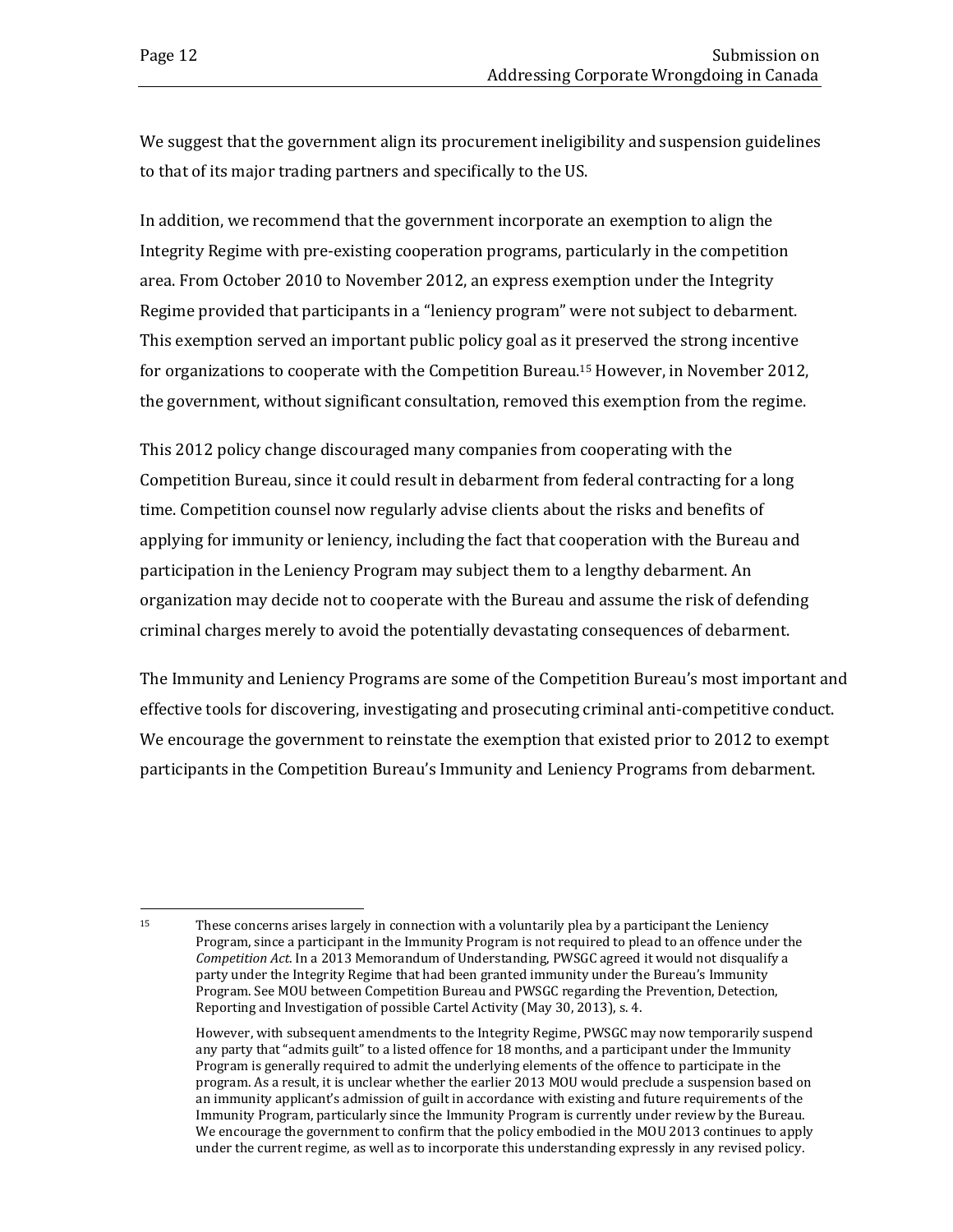We suggest that the government align its procurement ineligibility and suspension guidelines to that of its major trading partners and specifically to the US.

In addition, we recommend that the government incorporate an exemption to align the Integrity Regime with pre-existing cooperation programs, particularly in the competition area. From October 2010 to November 2012, an express exemption under the Integrity Regime provided that participants in a "leniency program" were not subject to debarment. This exemption served an important public policy goal as it preserved the strong incentive for organizations to cooperate with the Competition Bureau.[15] However, in November 2012, the government, without significant consultation, removed this exemption from the regime.

This 2012 policy change discouraged many companies from cooperating with the Competition Bureau, since it could result in debarment from federal contracting for a long time. Competition counsel now regularly advise clients about the risks and benefits of applying for immunity or leniency, including the fact that cooperation with the Bureau and participation in the Leniency Program may subject them to a lengthy debarment. An organization may decide not to cooperate with the Bureau and assume the risk of defending criminal charges merely to avoid the potentially devastating consequences of debarment.

The Immunity and Leniency Programs are some of the Competition Bureau's most important and effective tools for discovering, investigating and prosecuting criminal anti-competitive conduct. We encourage the government to reinstate the exemption that existed prior to 2012 to exempt participants in the Competition Bureau's Immunity and Leniency Programs from debarment.

---

[15] These concerns arises largely in connection with a voluntarily plea by a participant the Leniency Program, since a participant in the Immunity Program is not required to plead to an offence under the *Competition Act*. In a 2013 Memorandum of Understanding, PWSGC agreed it would not disqualify a party under the Integrity Regime that had been granted immunity under the Bureau's Immunity Program. See MOU between Competition Bureau and PWSGC regarding the Prevention, Detection, Reporting and Investigation of possible Cartel Activity (May 30, 2013), s. 4.

However, with subsequent amendments to the Integrity Regime, PWSGC may now temporarily suspend any party that "admits guilt" to a listed offence for 18 months, and a participant under the Immunity Program is generally required to admit the underlying elements of the offence to participate in the program. As a result, it is unclear whether the earlier 2013 MOU would preclude a suspension based on an immunity applicant's admission of guilt in accordance with existing and future requirements of the Immunity Program, particularly since the Immunity Program is currently under review by the Bureau. We encourage the government to confirm that the policy embodied in the MOU 2013 continues to apply under the current regime, as well as to incorporate this understanding expressly in any revised policy.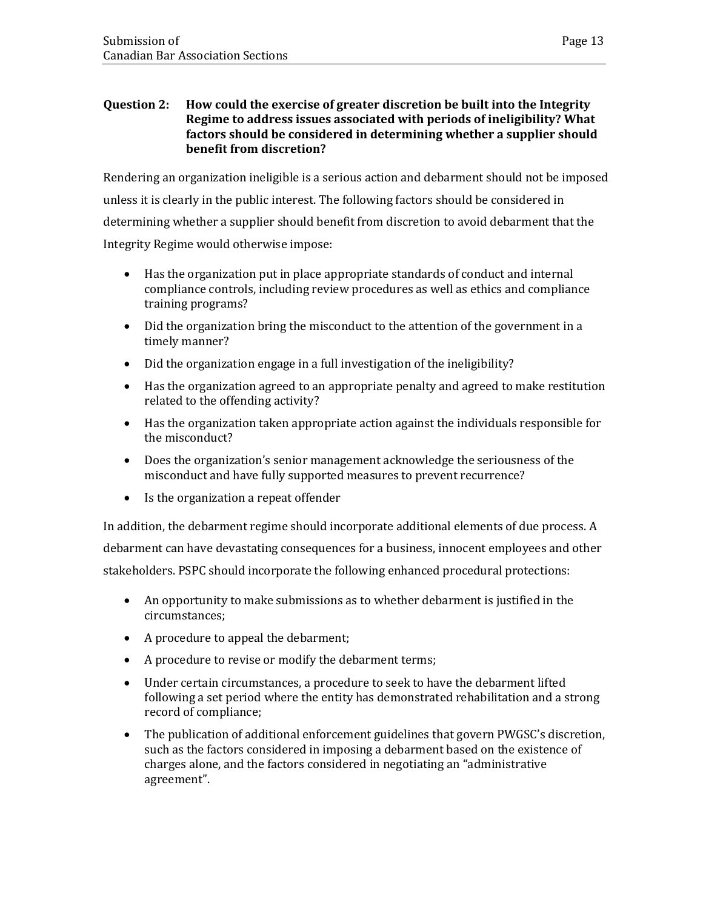**Question 2: How could the exercise of greater discretion be built into the Integrity Regime to address issues associated with periods of ineligibility? What factors should be considered in determining whether a supplier should benefit from discretion?**

Rendering an organization ineligible is a serious action and debarment should not be imposed unless it is clearly in the public interest. The following factors should be considered in determining whether a supplier should benefit from discretion to avoid debarment that the Integrity Regime would otherwise impose:

- Has the organization put in place appropriate standards of conduct and internal compliance controls, including review procedures as well as ethics and compliance training programs?
- Did the organization bring the misconduct to the attention of the government in a timely manner?
- Did the organization engage in a full investigation of the ineligibility?
- Has the organization agreed to an appropriate penalty and agreed to make restitution related to the offending activity?
- Has the organization taken appropriate action against the individuals responsible for the misconduct?
- Does the organization's senior management acknowledge the seriousness of the misconduct and have fully supported measures to prevent recurrence?
- Is the organization a repeat offender

In addition, the debarment regime should incorporate additional elements of due process. A debarment can have devastating consequences for a business, innocent employees and other stakeholders. PSPC should incorporate the following enhanced procedural protections:

- An opportunity to make submissions as to whether debarment is justified in the circumstances;
- A procedure to appeal the debarment;
- A procedure to revise or modify the debarment terms;
- Under certain circumstances, a procedure to seek to have the debarment lifted following a set period where the entity has demonstrated rehabilitation and a strong record of compliance;
- The publication of additional enforcement guidelines that govern PWGSC's discretion, such as the factors considered in imposing a debarment based on the existence of charges alone, and the factors considered in negotiating an "administrative agreement".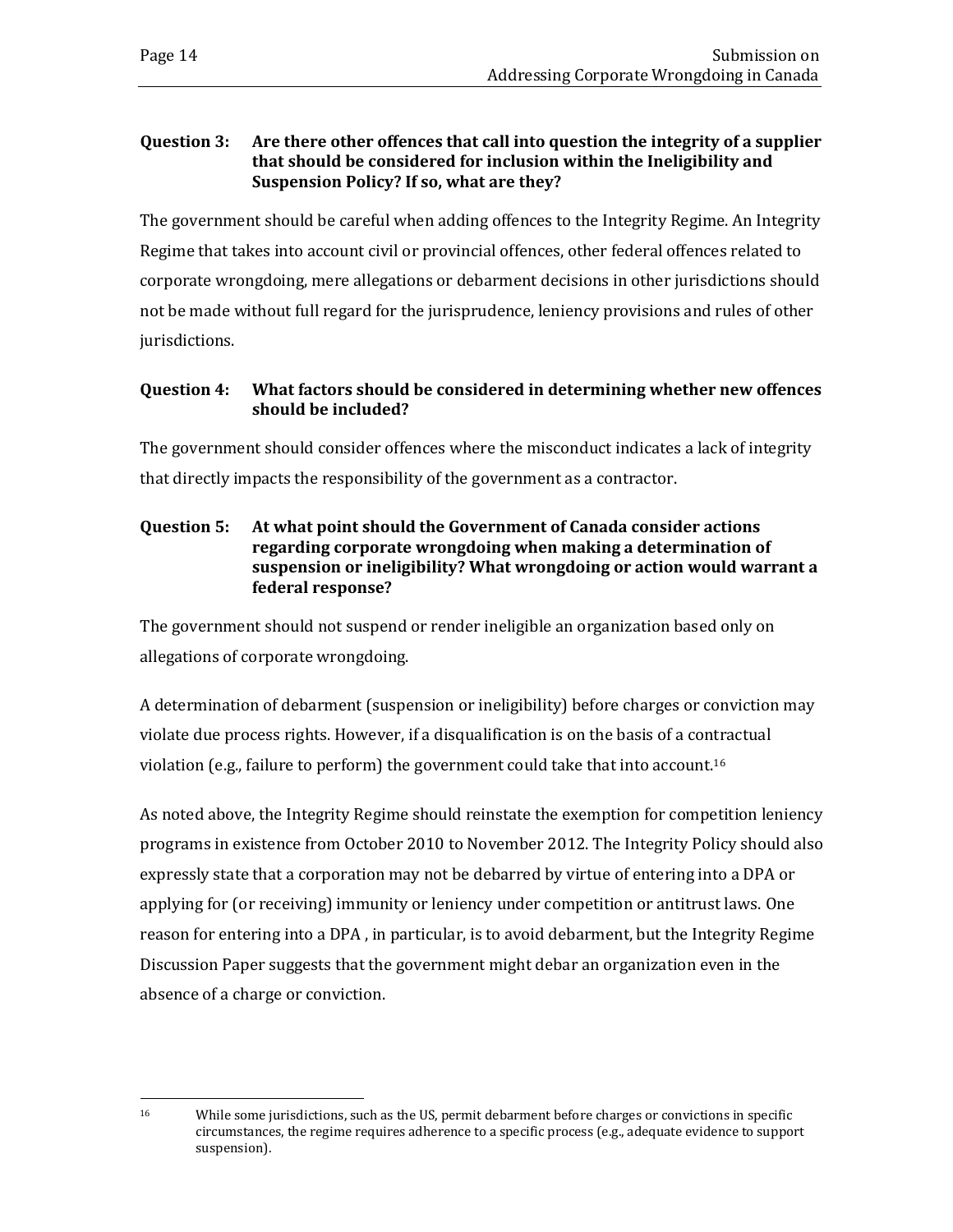**Question 3: Are there other offences that call into question the integrity of a supplier that should be considered for inclusion within the Ineligibility and Suspension Policy? If so, what are they?**

The government should be careful when adding offences to the Integrity Regime. An Integrity Regime that takes into account civil or provincial offences, other federal offences related to corporate wrongdoing, mere allegations or debarment decisions in other jurisdictions should not be made without full regard for the jurisprudence, leniency provisions and rules of other jurisdictions.

**Question 4: What factors should be considered in determining whether new offences should be included?**

The government should consider offences where the misconduct indicates a lack of integrity that directly impacts the responsibility of the government as a contractor.

**Question 5: At what point should the Government of Canada consider actions regarding corporate wrongdoing when making a determination of suspension or ineligibility? What wrongdoing or action would warrant a federal response?**

The government should not suspend or render ineligible an organization based only on allegations of corporate wrongdoing.

A determination of debarment (suspension or ineligibility) before charges or conviction may violate due process rights. However, if a disqualification is on the basis of a contractual violation (e.g., failure to perform) the government could take that into account.[16]

As noted above, the Integrity Regime should reinstate the exemption for competition leniency programs in existence from October 2010 to November 2012. The Integrity Policy should also expressly state that a corporation may not be debarred by virtue of entering into a DPA or applying for (or receiving) immunity or leniency under competition or antitrust laws. One reason for entering into a DPA , in particular, is to avoid debarment, but the Integrity Regime Discussion Paper suggests that the government might debar an organization even in the absence of a charge or conviction.

---

[16] While some jurisdictions, such as the US, permit debarment before charges or convictions in specific circumstances, the regime requires adherence to a specific process (e.g., adequate evidence to support suspension).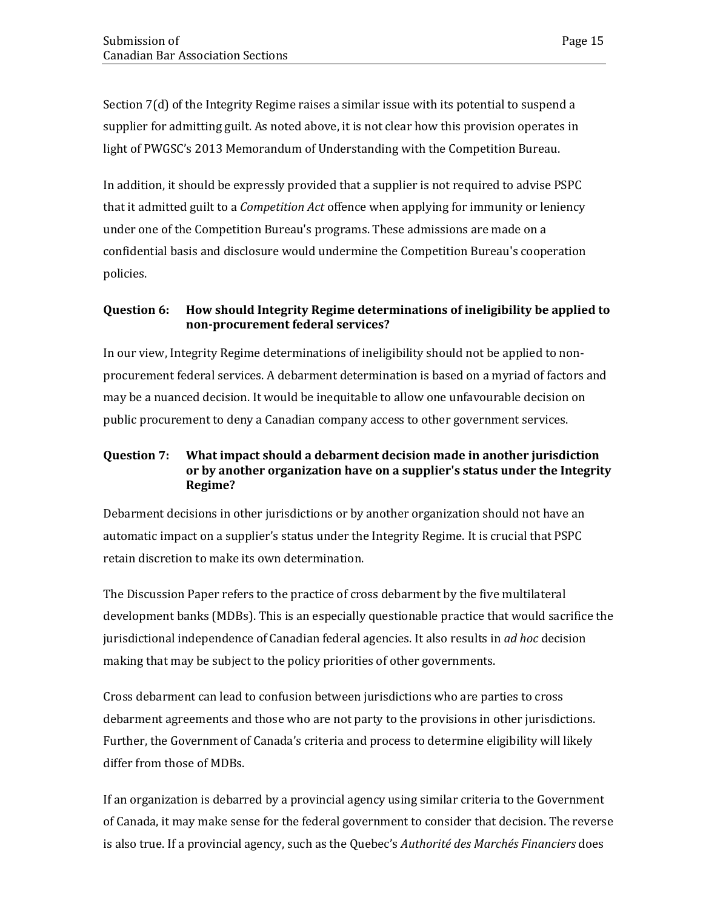Section 7(d) of the Integrity Regime raises a similar issue with its potential to suspend a supplier for admitting guilt. As noted above, it is not clear how this provision operates in light of PWGSC's 2013 Memorandum of Understanding with the Competition Bureau.

In addition, it should be expressly provided that a supplier is not required to advise PSPC that it admitted guilt to a *Competition Act* offence when applying for immunity or leniency under one of the Competition Bureau's programs. These admissions are made on a confidential basis and disclosure would undermine the Competition Bureau's cooperation policies.

**Question 6: How should Integrity Regime determinations of ineligibility be applied to non-procurement federal services?**

In our view, Integrity Regime determinations of ineligibility should not be applied to non-procurement federal services. A debarment determination is based on a myriad of factors and may be a nuanced decision. It would be inequitable to allow one unfavourable decision on public procurement to deny a Canadian company access to other government services.

**Question 7: What impact should a debarment decision made in another jurisdiction or by another organization have on a supplier's status under the Integrity Regime?**

Debarment decisions in other jurisdictions or by another organization should not have an automatic impact on a supplier's status under the Integrity Regime. It is crucial that PSPC retain discretion to make its own determination.

The Discussion Paper refers to the practice of cross debarment by the five multilateral development banks (MDBs). This is an especially questionable practice that would sacrifice the jurisdictional independence of Canadian federal agencies. It also results in *ad hoc* decision making that may be subject to the policy priorities of other governments.

Cross debarment can lead to confusion between jurisdictions who are parties to cross debarment agreements and those who are not party to the provisions in other jurisdictions. Further, the Government of Canada's criteria and process to determine eligibility will likely differ from those of MDBs.

If an organization is debarred by a provincial agency using similar criteria to the Government of Canada, it may make sense for the federal government to consider that decision. The reverse is also true. If a provincial agency, such as the Quebec's *Authorité des Marchés Financiers* does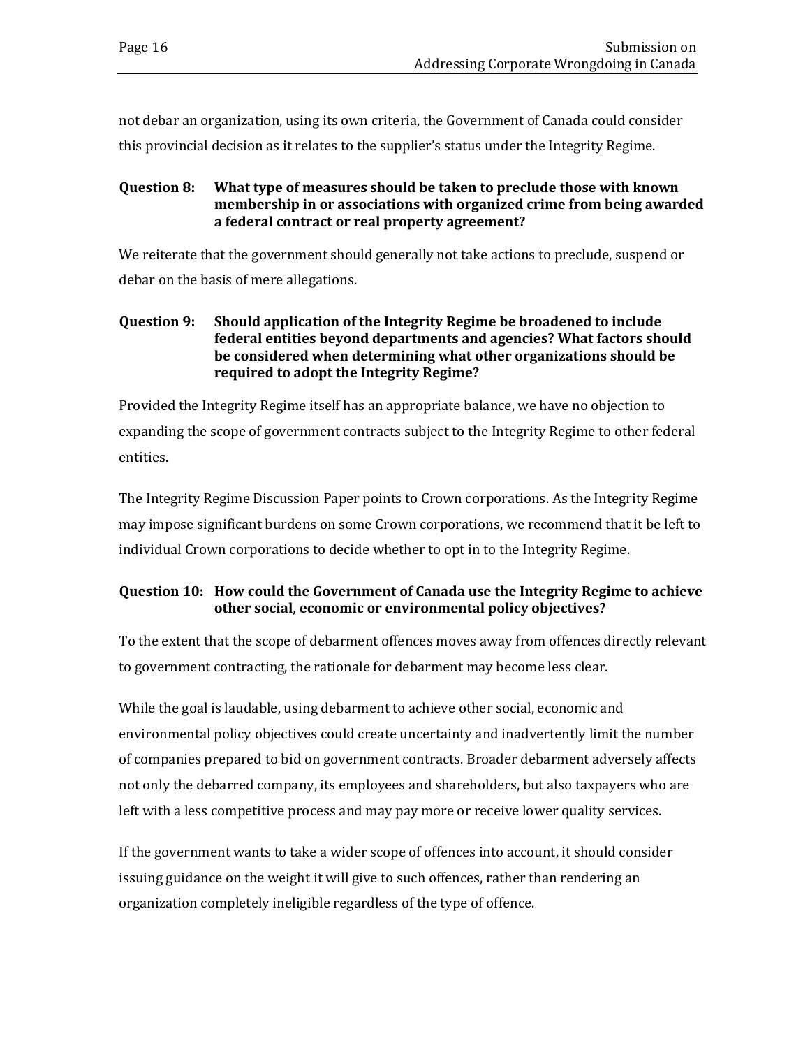not debar an organization, using its own criteria, the Government of Canada could consider this provincial decision as it relates to the supplier's status under the Integrity Regime.

**Question 8: What type of measures should be taken to preclude those with known membership in or associations with organized crime from being awarded a federal contract or real property agreement?**

We reiterate that the government should generally not take actions to preclude, suspend or debar on the basis of mere allegations.

**Question 9: Should application of the Integrity Regime be broadened to include federal entities beyond departments and agencies? What factors should be considered when determining what other organizations should be required to adopt the Integrity Regime?**

Provided the Integrity Regime itself has an appropriate balance, we have no objection to expanding the scope of government contracts subject to the Integrity Regime to other federal entities.

The Integrity Regime Discussion Paper points to Crown corporations. As the Integrity Regime may impose significant burdens on some Crown corporations, we recommend that it be left to individual Crown corporations to decide whether to opt in to the Integrity Regime.

**Question 10: How could the Government of Canada use the Integrity Regime to achieve other social, economic or environmental policy objectives?**

To the extent that the scope of debarment offences moves away from offences directly relevant to government contracting, the rationale for debarment may become less clear.

While the goal is laudable, using debarment to achieve other social, economic and environmental policy objectives could create uncertainty and inadvertently limit the number of companies prepared to bid on government contracts. Broader debarment adversely affects not only the debarred company, its employees and shareholders, but also taxpayers who are left with a less competitive process and may pay more or receive lower quality services.

If the government wants to take a wider scope of offences into account, it should consider issuing guidance on the weight it will give to such offences, rather than rendering an organization completely ineligible regardless of the type of offence.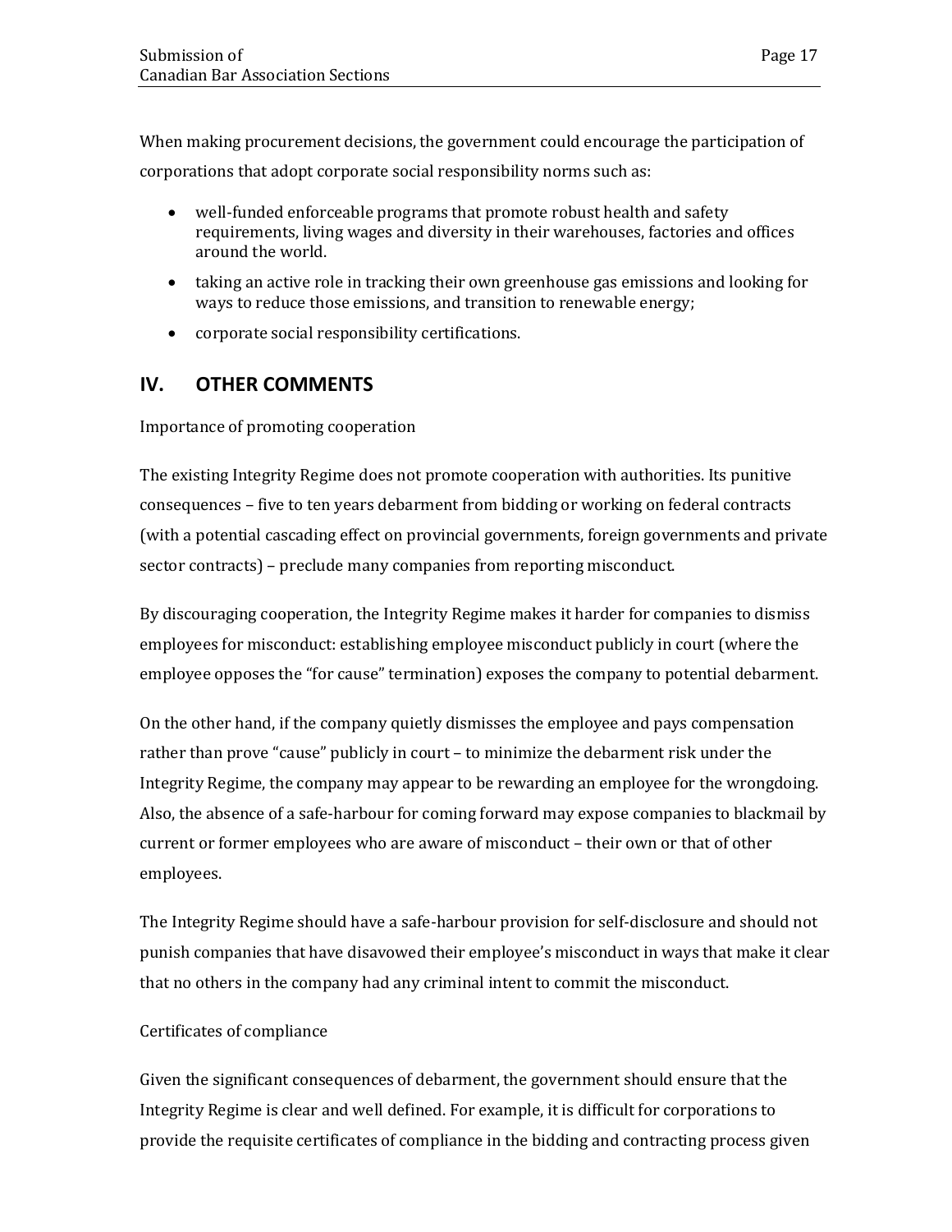When making procurement decisions, the government could encourage the participation of corporations that adopt corporate social responsibility norms such as:

- well-funded enforceable programs that promote robust health and safety requirements, living wages and diversity in their warehouses, factories and offices around the world.
- taking an active role in tracking their own greenhouse gas emissions and looking for ways to reduce those emissions, and transition to renewable energy;
- corporate social responsibility certifications.

## IV. OTHER COMMENTS

Importance of promoting cooperation

The existing Integrity Regime does not promote cooperation with authorities. Its punitive consequences – five to ten years debarment from bidding or working on federal contracts (with a potential cascading effect on provincial governments, foreign governments and private sector contracts) – preclude many companies from reporting misconduct.

By discouraging cooperation, the Integrity Regime makes it harder for companies to dismiss employees for misconduct: establishing employee misconduct publicly in court (where the employee opposes the "for cause" termination) exposes the company to potential debarment.

On the other hand, if the company quietly dismisses the employee and pays compensation rather than prove "cause" publicly in court – to minimize the debarment risk under the Integrity Regime, the company may appear to be rewarding an employee for the wrongdoing. Also, the absence of a safe-harbour for coming forward may expose companies to blackmail by current or former employees who are aware of misconduct – their own or that of other employees.

The Integrity Regime should have a safe-harbour provision for self-disclosure and should not punish companies that have disavowed their employee's misconduct in ways that make it clear that no others in the company had any criminal intent to commit the misconduct.

Certificates of compliance

Given the significant consequences of debarment, the government should ensure that the Integrity Regime is clear and well defined. For example, it is difficult for corporations to provide the requisite certificates of compliance in the bidding and contracting process given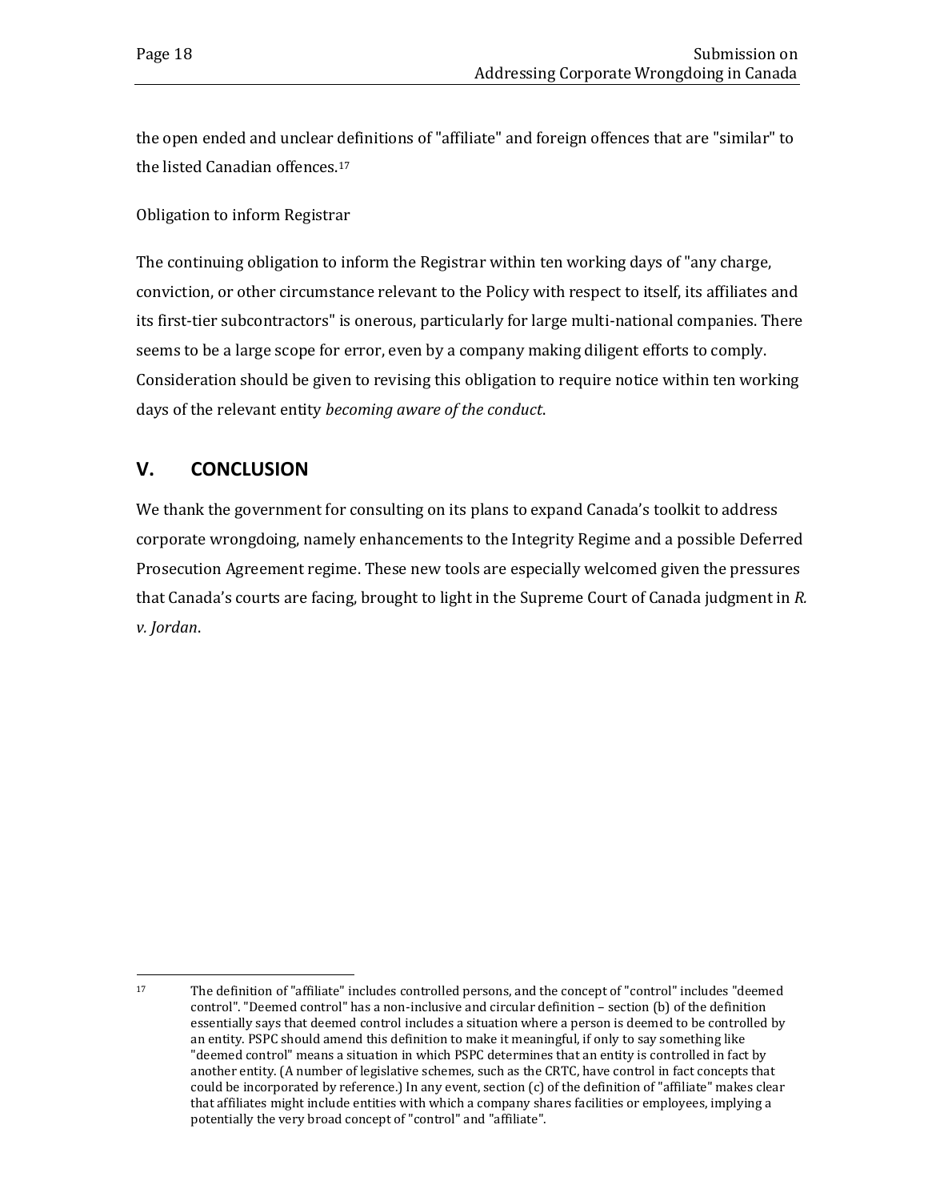the open ended and unclear definitions of "affiliate" and foreign offences that are "similar" to the listed Canadian offences.[17]

Obligation to inform Registrar

The continuing obligation to inform the Registrar within ten working days of "any charge, conviction, or other circumstance relevant to the Policy with respect to itself, its affiliates and its first-tier subcontractors" is onerous, particularly for large multi-national companies. There seems to be a large scope for error, even by a company making diligent efforts to comply. Consideration should be given to revising this obligation to require notice within ten working days of the relevant entity *becoming aware of the conduct*.

## V. CONCLUSION

We thank the government for consulting on its plans to expand Canada's toolkit to address corporate wrongdoing, namely enhancements to the Integrity Regime and a possible Deferred Prosecution Agreement regime. These new tools are especially welcomed given the pressures that Canada's courts are facing, brought to light in the Supreme Court of Canada judgment in *R. v. Jordan*.

---

[17] The definition of "affiliate" includes controlled persons, and the concept of "control" includes "deemed control". "Deemed control" has a non-inclusive and circular definition – section (b) of the definition essentially says that deemed control includes a situation where a person is deemed to be controlled by an entity. PSPC should amend this definition to make it meaningful, if only to say something like "deemed control" means a situation in which PSPC determines that an entity is controlled in fact by another entity. (A number of legislative schemes, such as the CRTC, have control in fact concepts that could be incorporated by reference.) In any event, section (c) of the definition of "affiliate" makes clear that affiliates might include entities with which a company shares facilities or employees, implying a potentially the very broad concept of "control" and "affiliate".